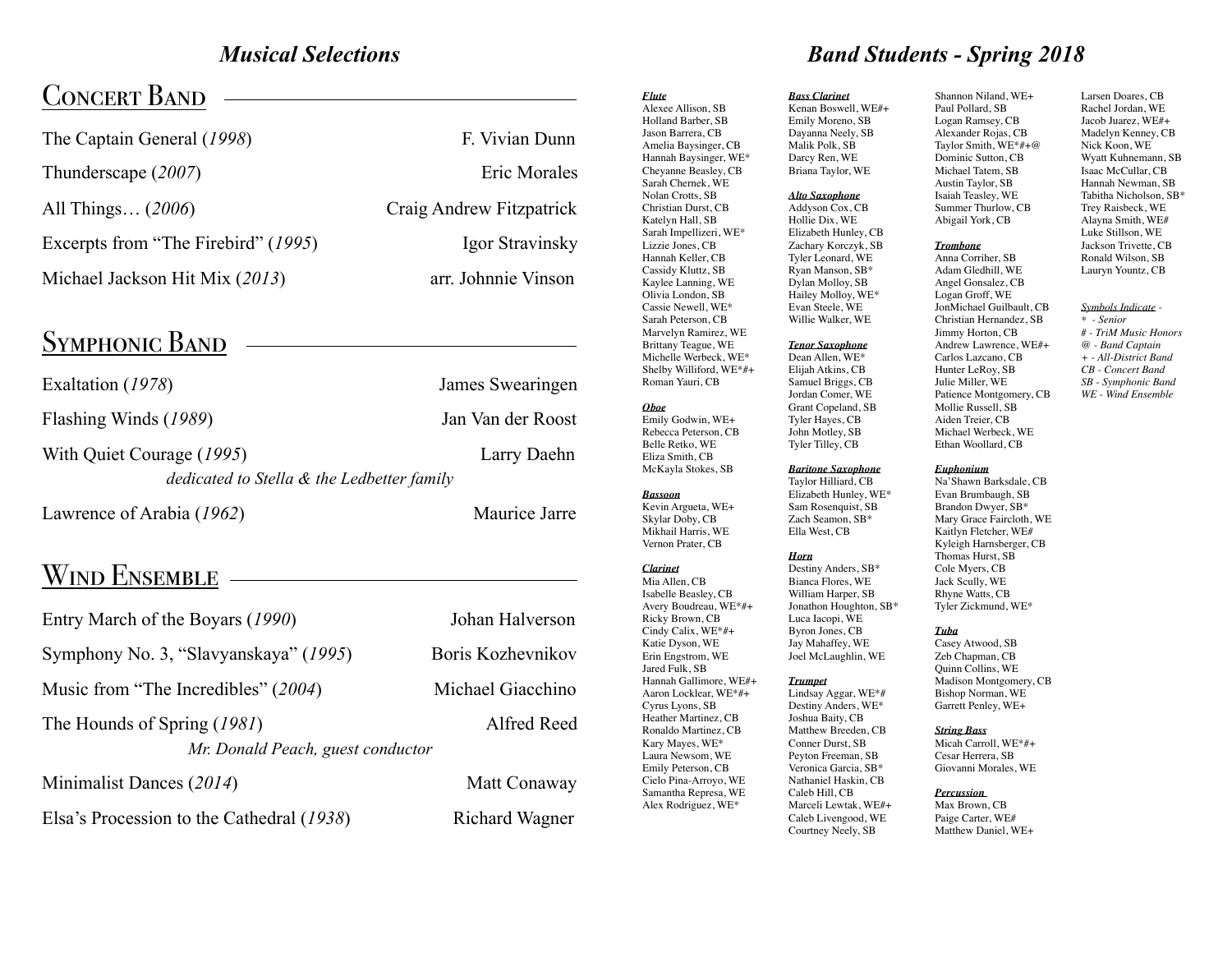## *Musical Selections*

### Concert Band

The Captain General (*1998*) — F. Vivian Dunn

Thunderscape (*2007*) — Eric Morales

All Things… (*2006*) — Craig Andrew Fitzpatrick

Excerpts from "The Firebird" (*1995*) — Igor Stravinsky

Michael Jackson Hit Mix (*2013*) — arr. Johnnie Vinson

### Symphonic Band

Exaltation (*1978*) — James Swearingen

Flashing Winds (*1989*) — Jan Van der Roost

With Quiet Courage (*1995*) — Larry Daehn

*dedicated to Stella & the Ledbetter family*

Lawrence of Arabia (*1962*) — Maurice Jarre

### Wind Ensemble

Entry March of the Boyars (*1990*) — Johan Halverson

Symphony No. 3, "Slavyanskaya" (*1995*) — Boris Kozhevnikov

Music from "The Incredibles" (*2004*) — Michael Giacchino

The Hounds of Spring (*1981*) — Alfred Reed

*Mr. Donald Peach, guest conductor*

Minimalist Dances (*2014*) — Matt Conaway

Elsa's Procession to the Cathedral (*1938*) — Richard Wagner

## *Band Students - Spring 2018*

***Flute***
Alexee Allison, SB
Holland Barber, SB
Jason Barrera, CB
Amelia Baysinger, CB
Hannah Baysinger, WE*
Cheyanne Beasley, CB
Sarah Chernek, WE
Nolan Crotts, SB
Christian Durst, CB
Katelyn Hall, SB
Sarah Impellizeri, WE*
Lizzie Jones, CB
Hannah Keller, CB
Cassidy Kluttz, SB
Kaylee Lanning, WE
Olivia London, SB
Cassie Newell, WE*
Sarah Peterson, CB
Marvelyn Ramirez, WE
Brittany Teague, WE
Michelle Werbeck, WE*
Shelby Williford, WE*#+
Roman Yauri, CB

***Oboe***
Emily Godwin, WE+
Rebecca Peterson, CB
Belle Retko, WE
Eliza Smith, CB
McKayla Stokes, SB

***Bassoon***
Kevin Argueta, WE+
Skylar Doby, CB
Mikhail Harris, WE
Vernon Prater, CB

***Clarinet***
Mia Allen, CB
Isabelle Beasley, CB
Avery Boudreau, WE*#+
Ricky Brown, CB
Cindy Calix, WE*#+
Katie Dyson, WE
Erin Engstrom, WE
Jared Fulk, SB
Hannah Gallimore, WE#+
Aaron Locklear, WE*#+
Cyrus Lyons, SB
Heather Martinez, CB
Ronaldo Martinez, CB
Kary Mayes, WE*
Laura Newsom, WE
Emily Peterson, CB
Cielo Pina-Arroyo, WE
Samantha Represa, WE
Alex Rodriguez, WE*

***Bass Clarinet***
Kenan Boswell, WE#+
Emily Moreno, SB
Dayanna Neely, SB
Malik Polk, SB
Darcy Ren, WE
Briana Taylor, WE

***Alto Saxophone***
Addyson Cox, CB
Hollie Dix, WE
Elizabeth Hunley, CB
Zachary Korczyk, SB
Tyler Leonard, WE
Ryan Manson, SB*
Dylan Molloy, SB
Hailey Molloy, WE*
Evan Steele, WE
Willie Walker, WE

***Tenor Saxophone***
Dean Allen, WE*
Elijah Atkins, CB
Samuel Briggs, CB
Jordan Comer, WE
Grant Copeland, SB
Tyler Hayes, CB
John Motley, SB
Tyler Tilley, CB

***Baritone Saxophone***
Taylor Hilliard, CB
Elizabeth Hunley, WE*
Sam Rosenquist, SB
Zach Seamon, SB*
Ella West, CB

***Horn***
Destiny Anders, SB*
Bianca Flores, WE
William Harper, SB
Jonathon Houghton, SB*
Luca Iacopi, WE
Byron Jones, CB
Jay Mahaffey, WE
Joel McLaughlin, WE

***Trumpet***
Lindsay Aggar, WE*#
Destiny Anders, WE*
Joshua Baity, CB
Matthew Breeden, CB
Conner Durst, SB
Peyton Freeman, SB
Veronica Garcia, SB*
Nathaniel Haskin, CB
Caleb Hill, CB
Marceli Lewtak, WE#+
Caleb Livengood, WE
Courtney Neely, SB
Shannon Niland, WE+
Paul Pollard, SB
Logan Ramsey, CB
Alexander Rojas, CB
Taylor Smith, WE*#+@
Dominic Sutton, CB
Michael Tatem, SB
Austin Taylor, SB
Isaiah Teasley, WE
Summer Thurlow, CB
Abigail York, CB

***Trombone***
Anna Corriher, SB
Adam Gledhill, WE
Angel Gonsalez, CB
Logan Groff, WE
JonMichael Guilbault, CB
Christian Hernandez, SB
Jimmy Horton, CB
Andrew Lawrence, WE#+
Carlos Lazcano, CB
Hunter LeRoy, SB
Julie Miller, WE
Patience Montgomery, CB
Mollie Russell, SB
Aiden Treier, CB
Michael Werbeck, WE
Ethan Woollard, CB

***Euphonium***
Na'Shawn Barksdale, CB
Evan Brumbaugh, SB
Brandon Dwyer, SB*
Mary Grace Faircloth, WE
Kaitlyn Fletcher, WE#
Kyleigh Harnsberger, CB
Thomas Hurst, SB
Cole Myers, CB
Jack Scully, WE
Rhyne Watts, CB
Tyler Zickmund, WE*

***Tuba***
Casey Atwood, SB
Zeb Chapman, CB
Quinn Collins, WE
Madison Montgomery, CB
Bishop Norman, WE
Garrett Penley, WE+

***String Bass***
Micah Carroll, WE*#+
Cesar Herrera, SB
Giovanni Morales, WE

***Percussion***
Max Brown, CB
Paige Carter, WE#
Matthew Daniel, WE+
Larsen Doares, CB
Rachel Jordan, WE
Jacob Juarez, WE#+
Madelyn Kenney, CB
Nick Koon, WE
Wyatt Kuhnemann, SB
Isaac McCullar, CB
Hannah Newman, SB
Tabitha Nicholson, SB*
Trey Raisbeck, WE
Alayna Smith, WE#
Luke Stillson, WE
Jackson Trivette, CB
Ronald Wilson, SB
Lauryn Yountz, CB

*Symbols Indicate -*
*\* - Senior*
*# - TriM Music Honors*
*@ - Band Captain*
*+ - All-District Band*
*CB - Concert Band*
*SB - Symphonic Band*
*WE - Wind Ensemble*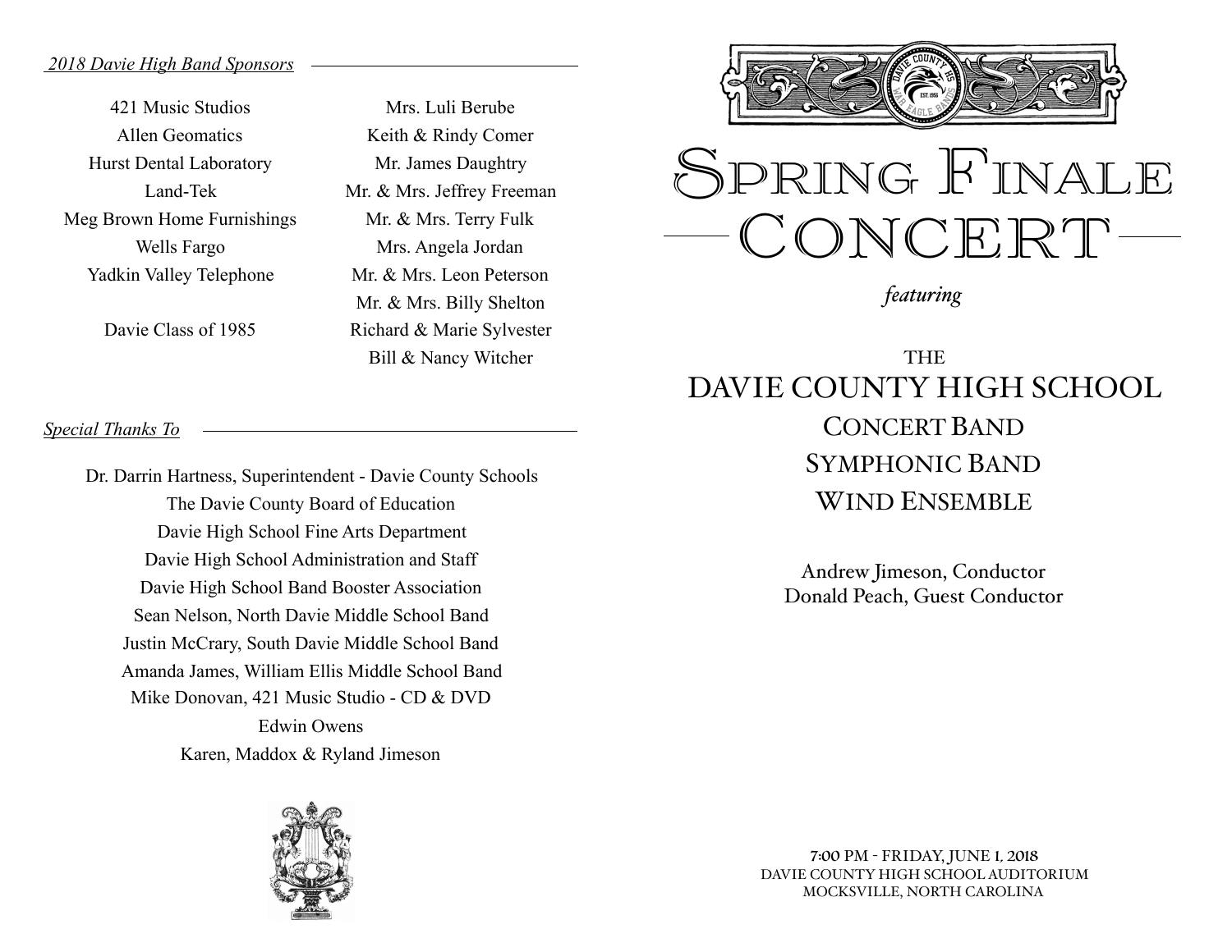*2018 Davie High Band Sponsors*

421 Music Studios
Allen Geomatics
Hurst Dental Laboratory
Land-Tek
Meg Brown Home Furnishings
Wells Fargo
Yadkin Valley Telephone

Davie Class of 1985

Mrs. Luli Berube
Keith & Rindy Comer
Mr. James Daughtry
Mr. & Mrs. Jeffrey Freeman
Mr. & Mrs. Terry Fulk
Mrs. Angela Jordan
Mr. & Mrs. Leon Peterson
Mr. & Mrs. Billy Shelton
Richard & Marie Sylvester
Bill & Nancy Witcher

*Special Thanks To*

Dr. Darrin Hartness, Superintendent - Davie County Schools
The Davie County Board of Education
Davie High School Fine Arts Department
Davie High School Administration and Staff
Davie High School Band Booster Association
Sean Nelson, North Davie Middle School Band
Justin McCrary, South Davie Middle School Band
Amanda James, William Ellis Middle School Band
Mike Donovan, 421 Music Studio - CD & DVD
Edwin Owens
Karen, Maddox & Ryland Jimeson

# Spring Finale Concert

*featuring*

THE
## DAVIE COUNTY HIGH SCHOOL
### CONCERT BAND
### SYMPHONIC BAND
### WIND ENSEMBLE

Andrew Jimeson, Conductor
Donald Peach, Guest Conductor

7:00 PM - FRIDAY, JUNE 1, 2018
DAVIE COUNTY HIGH SCHOOL AUDITORIUM
MOCKSVILLE, NORTH CAROLINA